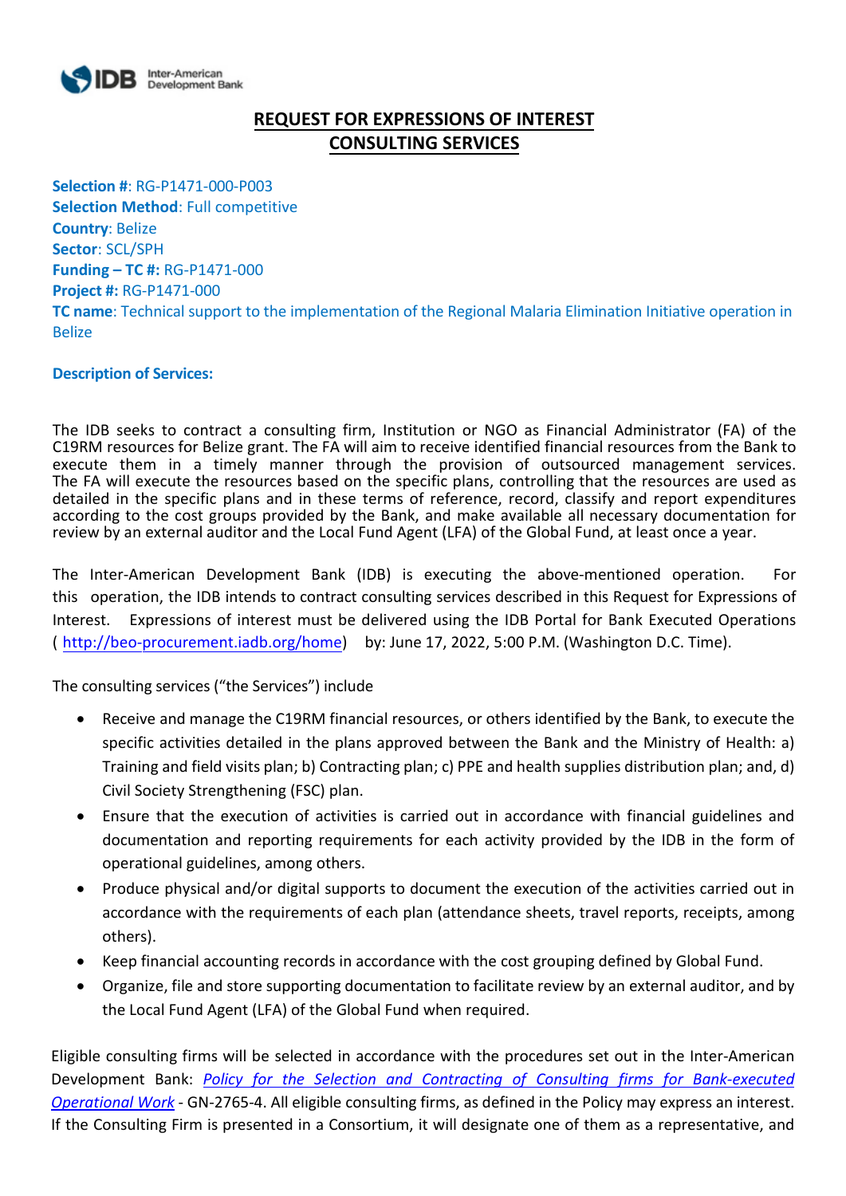# REQUEST FOR EXPRESSIONS OF INTEREST
# CONSULTING SERVICES

**Selection #**: RG-P1471-000-P003
**Selection Method**: Full competitive
**Country**: Belize
**Sector**: SCL/SPH
**Funding – TC #:** RG-P1471-000
**Project #:** RG-P1471-000
**TC name**: Technical support to the implementation of the Regional Malaria Elimination Initiative operation in Belize

**Description of Services:**

The IDB seeks to contract a consulting firm, Institution or NGO as Financial Administrator (FA) of the C19RM resources for Belize grant. The FA will aim to receive identified financial resources from the Bank to execute them in a timely manner through the provision of outsourced management services. The FA will execute the resources based on the specific plans, controlling that the resources are used as detailed in the specific plans and in these terms of reference, record, classify and report expenditures according to the cost groups provided by the Bank, and make available all necessary documentation for review by an external auditor and the Local Fund Agent (LFA) of the Global Fund, at least once a year.

The Inter-American Development Bank (IDB) is executing the above-mentioned operation. For this operation, the IDB intends to contract consulting services described in this Request for Expressions of Interest. Expressions of interest must be delivered using the IDB Portal for Bank Executed Operations ( http://beo-procurement.iadb.org/home) by: June 17, 2022, 5:00 P.M. (Washington D.C. Time).

The consulting services ("the Services") include

- Receive and manage the C19RM financial resources, or others identified by the Bank, to execute the specific activities detailed in the plans approved between the Bank and the Ministry of Health: a) Training and field visits plan; b) Contracting plan; c) PPE and health supplies distribution plan; and, d) Civil Society Strengthening (FSC) plan.
- Ensure that the execution of activities is carried out in accordance with financial guidelines and documentation and reporting requirements for each activity provided by the IDB in the form of operational guidelines, among others.
- Produce physical and/or digital supports to document the execution of the activities carried out in accordance with the requirements of each plan (attendance sheets, travel reports, receipts, among others).
- Keep financial accounting records in accordance with the cost grouping defined by Global Fund.
- Organize, file and store supporting documentation to facilitate review by an external auditor, and by the Local Fund Agent (LFA) of the Global Fund when required.

Eligible consulting firms will be selected in accordance with the procedures set out in the Inter-American Development Bank: *Policy for the Selection and Contracting of Consulting firms for Bank-executed Operational Work* - GN-2765-4. All eligible consulting firms, as defined in the Policy may express an interest. If the Consulting Firm is presented in a Consortium, it will designate one of them as a representative, and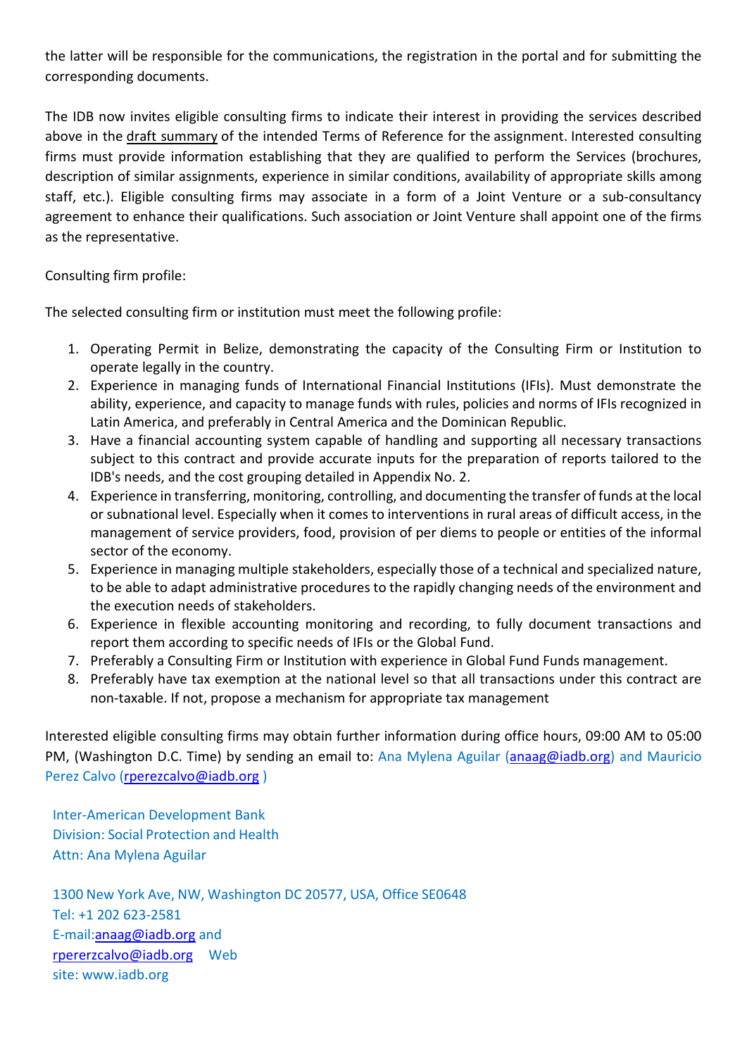the latter will be responsible for the communications, the registration in the portal and for submitting the corresponding documents.

The IDB now invites eligible consulting firms to indicate their interest in providing the services described above in the draft summary of the intended Terms of Reference for the assignment. Interested consulting firms must provide information establishing that they are qualified to perform the Services (brochures, description of similar assignments, experience in similar conditions, availability of appropriate skills among staff, etc.). Eligible consulting firms may associate in a form of a Joint Venture or a sub-consultancy agreement to enhance their qualifications. Such association or Joint Venture shall appoint one of the firms as the representative.

Consulting firm profile:

The selected consulting firm or institution must meet the following profile:

1. Operating Permit in Belize, demonstrating the capacity of the Consulting Firm or Institution to operate legally in the country.
2. Experience in managing funds of International Financial Institutions (IFIs). Must demonstrate the ability, experience, and capacity to manage funds with rules, policies and norms of IFIs recognized in Latin America, and preferably in Central America and the Dominican Republic.
3. Have a financial accounting system capable of handling and supporting all necessary transactions subject to this contract and provide accurate inputs for the preparation of reports tailored to the IDB's needs, and the cost grouping detailed in Appendix No. 2.
4. Experience in transferring, monitoring, controlling, and documenting the transfer of funds at the local or subnational level. Especially when it comes to interventions in rural areas of difficult access, in the management of service providers, food, provision of per diems to people or entities of the informal sector of the economy.
5. Experience in managing multiple stakeholders, especially those of a technical and specialized nature, to be able to adapt administrative procedures to the rapidly changing needs of the environment and the execution needs of stakeholders.
6. Experience in flexible accounting monitoring and recording, to fully document transactions and report them according to specific needs of IFIs or the Global Fund.
7. Preferably a Consulting Firm or Institution with experience in Global Fund Funds management.
8. Preferably have tax exemption at the national level so that all transactions under this contract are non-taxable. If not, propose a mechanism for appropriate tax management

Interested eligible consulting firms may obtain further information during office hours, 09:00 AM to 05:00 PM, (Washington D.C. Time) by sending an email to: Ana Mylena Aguilar (anaag@iadb.org) and Mauricio Perez Calvo (rperezcalvo@iadb.org )

Inter-American Development Bank
Division: Social Protection and Health
Attn: Ana Mylena Aguilar

1300 New York Ave, NW, Washington DC 20577, USA, Office SE0648
Tel: +1 202 623-2581
E-mail:anaag@iadb.org and
rpererzcalvo@iadb.org Web
site: www.iadb.org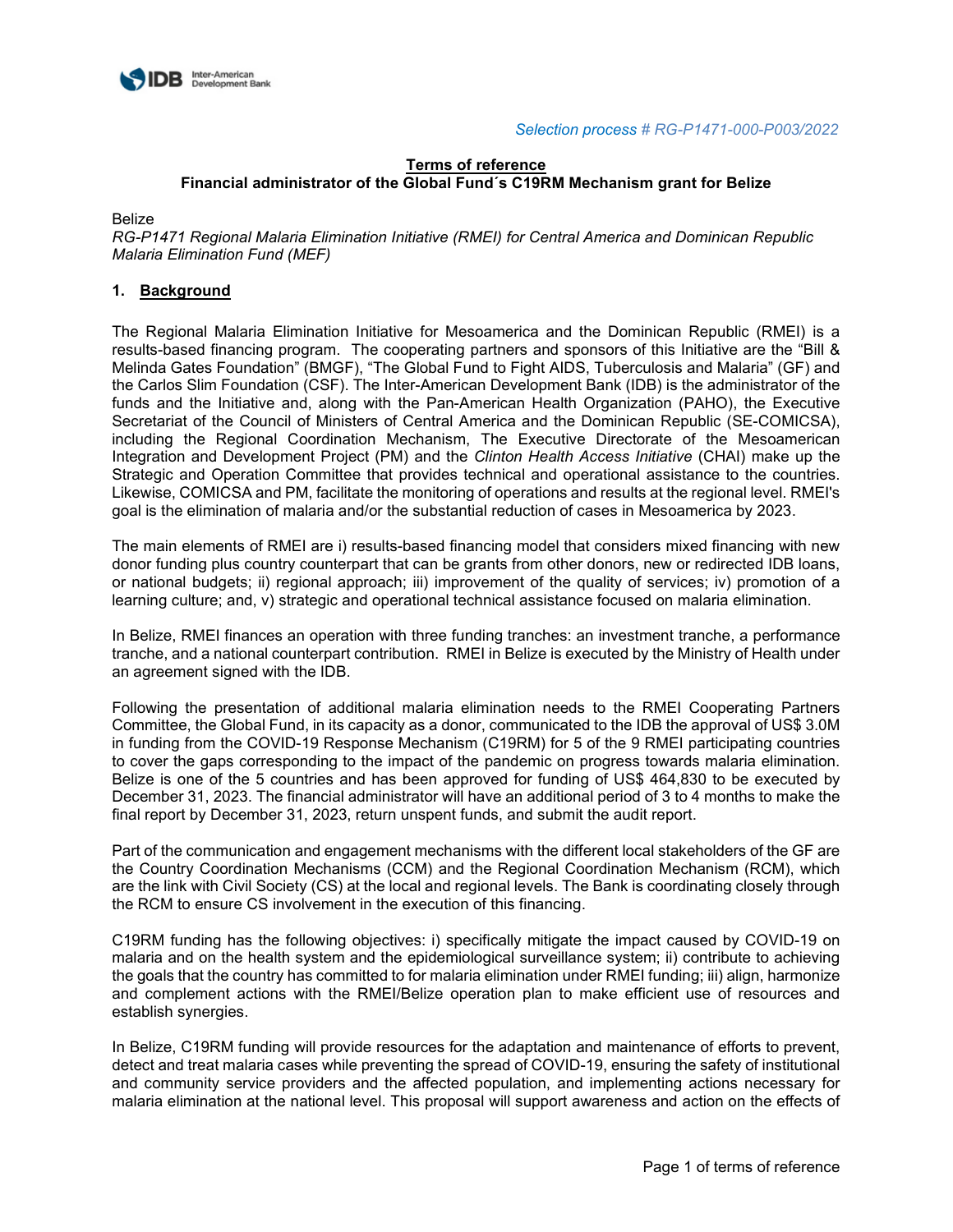*Selection process # RG-P1471-000-P003/2022*

**Terms of reference**
**Financial administrator of the Global Fund´s C19RM Mechanism grant for Belize**

Belize
*RG-P1471 Regional Malaria Elimination Initiative (RMEI) for Central America and Dominican Republic Malaria Elimination Fund (MEF)*

## 1. Background

The Regional Malaria Elimination Initiative for Mesoamerica and the Dominican Republic (RMEI) is a results-based financing program. The cooperating partners and sponsors of this Initiative are the "Bill & Melinda Gates Foundation" (BMGF), "The Global Fund to Fight AIDS, Tuberculosis and Malaria" (GF) and the Carlos Slim Foundation (CSF). The Inter-American Development Bank (IDB) is the administrator of the funds and the Initiative and, along with the Pan-American Health Organization (PAHO), the Executive Secretariat of the Council of Ministers of Central America and the Dominican Republic (SE-COMICSA), including the Regional Coordination Mechanism, The Executive Directorate of the Mesoamerican Integration and Development Project (PM) and the *Clinton Health Access Initiative* (CHAI) make up the Strategic and Operation Committee that provides technical and operational assistance to the countries. Likewise, COMICSA and PM, facilitate the monitoring of operations and results at the regional level. RMEI's goal is the elimination of malaria and/or the substantial reduction of cases in Mesoamerica by 2023.

The main elements of RMEI are i) results-based financing model that considers mixed financing with new donor funding plus country counterpart that can be grants from other donors, new or redirected IDB loans, or national budgets; ii) regional approach; iii) improvement of the quality of services; iv) promotion of a learning culture; and, v) strategic and operational technical assistance focused on malaria elimination.

In Belize, RMEI finances an operation with three funding tranches: an investment tranche, a performance tranche, and a national counterpart contribution. RMEI in Belize is executed by the Ministry of Health under an agreement signed with the IDB.

Following the presentation of additional malaria elimination needs to the RMEI Cooperating Partners Committee, the Global Fund, in its capacity as a donor, communicated to the IDB the approval of US$ 3.0M in funding from the COVID-19 Response Mechanism (C19RM) for 5 of the 9 RMEI participating countries to cover the gaps corresponding to the impact of the pandemic on progress towards malaria elimination. Belize is one of the 5 countries and has been approved for funding of US$ 464,830 to be executed by December 31, 2023. The financial administrator will have an additional period of 3 to 4 months to make the final report by December 31, 2023, return unspent funds, and submit the audit report.

Part of the communication and engagement mechanisms with the different local stakeholders of the GF are the Country Coordination Mechanisms (CCM) and the Regional Coordination Mechanism (RCM), which are the link with Civil Society (CS) at the local and regional levels. The Bank is coordinating closely through the RCM to ensure CS involvement in the execution of this financing.

C19RM funding has the following objectives: i) specifically mitigate the impact caused by COVID-19 on malaria and on the health system and the epidemiological surveillance system; ii) contribute to achieving the goals that the country has committed to for malaria elimination under RMEI funding; iii) align, harmonize and complement actions with the RMEI/Belize operation plan to make efficient use of resources and establish synergies.

In Belize, C19RM funding will provide resources for the adaptation and maintenance of efforts to prevent, detect and treat malaria cases while preventing the spread of COVID-19, ensuring the safety of institutional and community service providers and the affected population, and implementing actions necessary for malaria elimination at the national level. This proposal will support awareness and action on the effects of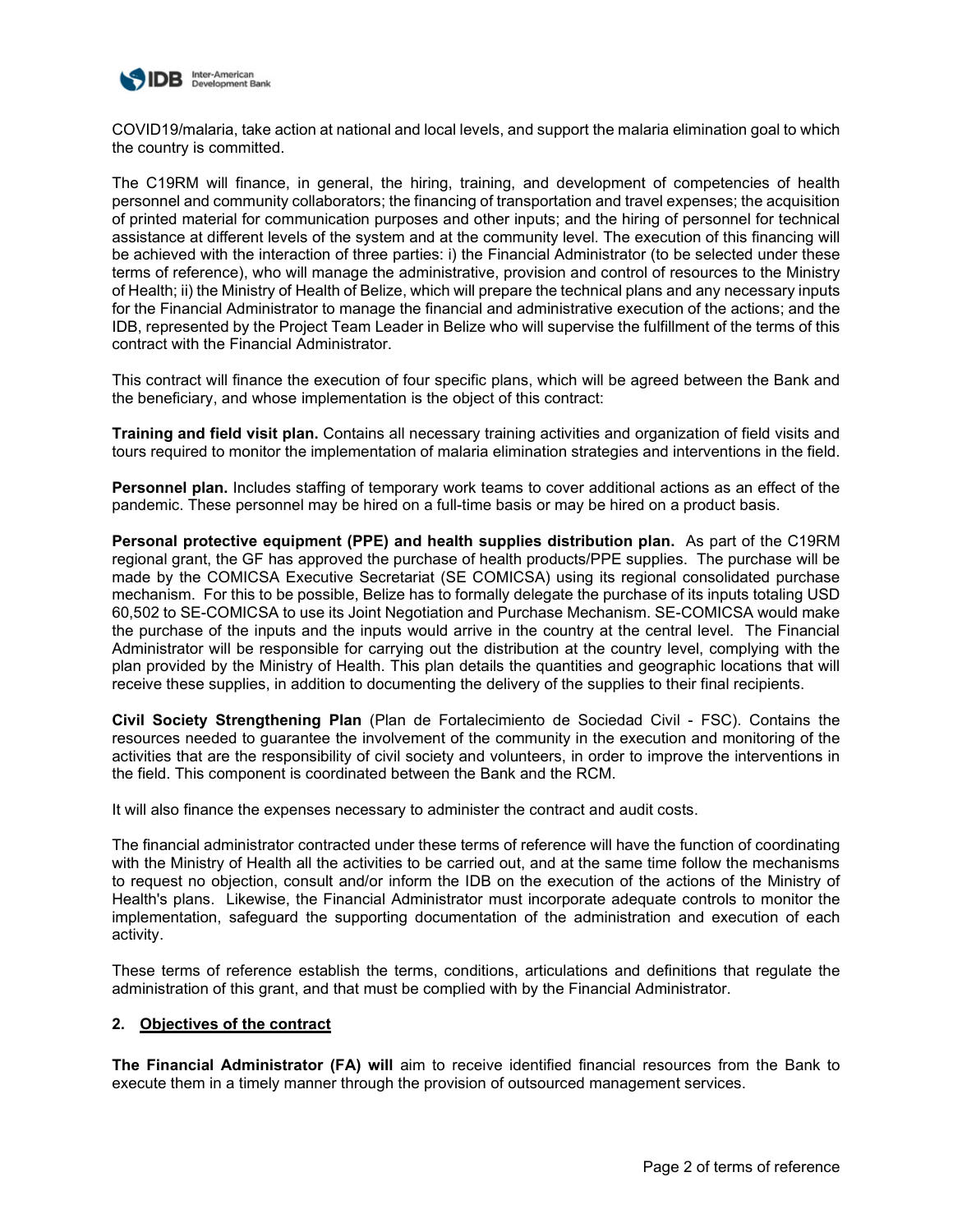COVID19/malaria, take action at national and local levels, and support the malaria elimination goal to which the country is committed.

The C19RM will finance, in general, the hiring, training, and development of competencies of health personnel and community collaborators; the financing of transportation and travel expenses; the acquisition of printed material for communication purposes and other inputs; and the hiring of personnel for technical assistance at different levels of the system and at the community level. The execution of this financing will be achieved with the interaction of three parties: i) the Financial Administrator (to be selected under these terms of reference), who will manage the administrative, provision and control of resources to the Ministry of Health; ii) the Ministry of Health of Belize, which will prepare the technical plans and any necessary inputs for the Financial Administrator to manage the financial and administrative execution of the actions; and the IDB, represented by the Project Team Leader in Belize who will supervise the fulfillment of the terms of this contract with the Financial Administrator.

This contract will finance the execution of four specific plans, which will be agreed between the Bank and the beneficiary, and whose implementation is the object of this contract:

**Training and field visit plan.** Contains all necessary training activities and organization of field visits and tours required to monitor the implementation of malaria elimination strategies and interventions in the field.

**Personnel plan.** Includes staffing of temporary work teams to cover additional actions as an effect of the pandemic. These personnel may be hired on a full-time basis or may be hired on a product basis.

**Personal protective equipment (PPE) and health supplies distribution plan.** As part of the C19RM regional grant, the GF has approved the purchase of health products/PPE supplies. The purchase will be made by the COMICSA Executive Secretariat (SE COMICSA) using its regional consolidated purchase mechanism. For this to be possible, Belize has to formally delegate the purchase of its inputs totaling USD 60,502 to SE-COMICSA to use its Joint Negotiation and Purchase Mechanism. SE-COMICSA would make the purchase of the inputs and the inputs would arrive in the country at the central level. The Financial Administrator will be responsible for carrying out the distribution at the country level, complying with the plan provided by the Ministry of Health. This plan details the quantities and geographic locations that will receive these supplies, in addition to documenting the delivery of the supplies to their final recipients.

**Civil Society Strengthening Plan** (Plan de Fortalecimiento de Sociedad Civil - FSC). Contains the resources needed to guarantee the involvement of the community in the execution and monitoring of the activities that are the responsibility of civil society and volunteers, in order to improve the interventions in the field. This component is coordinated between the Bank and the RCM.

It will also finance the expenses necessary to administer the contract and audit costs.

The financial administrator contracted under these terms of reference will have the function of coordinating with the Ministry of Health all the activities to be carried out, and at the same time follow the mechanisms to request no objection, consult and/or inform the IDB on the execution of the actions of the Ministry of Health's plans. Likewise, the Financial Administrator must incorporate adequate controls to monitor the implementation, safeguard the supporting documentation of the administration and execution of each activity.

These terms of reference establish the terms, conditions, articulations and definitions that regulate the administration of this grant, and that must be complied with by the Financial Administrator.

## 2. Objectives of the contract

**The Financial Administrator (FA) will** aim to receive identified financial resources from the Bank to execute them in a timely manner through the provision of outsourced management services.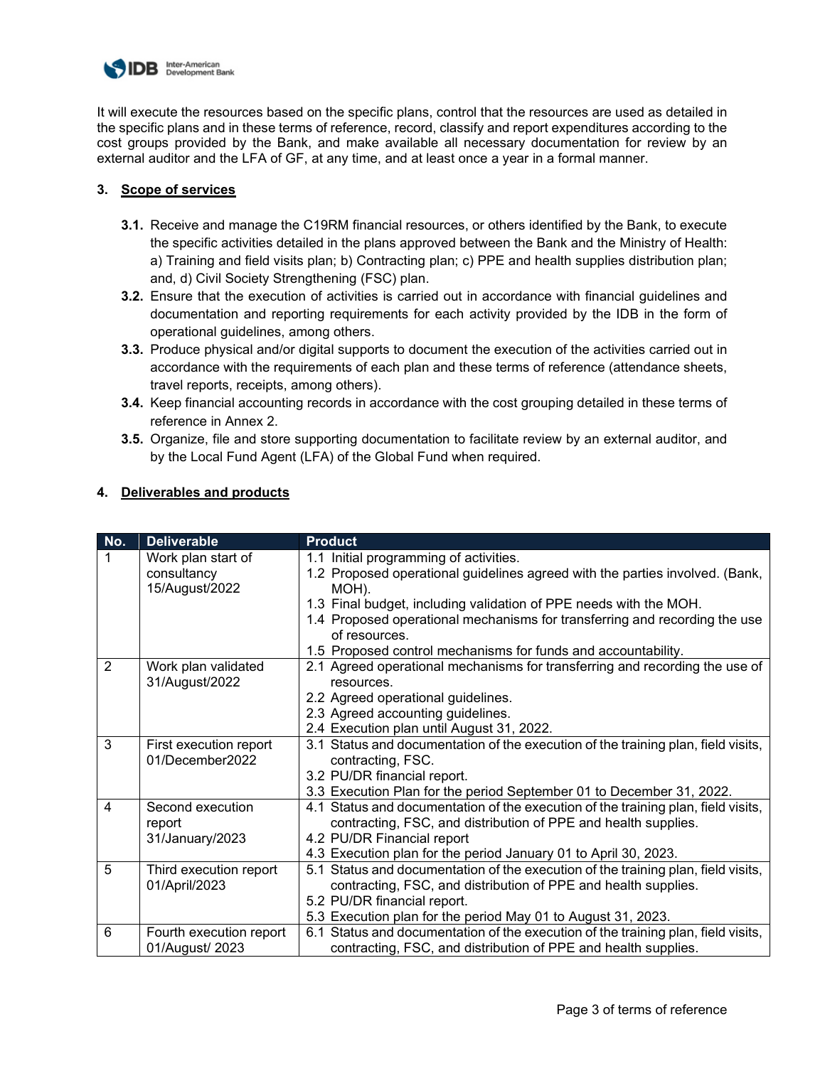It will execute the resources based on the specific plans, control that the resources are used as detailed in the specific plans and in these terms of reference, record, classify and report expenditures according to the cost groups provided by the Bank, and make available all necessary documentation for review by an external auditor and the LFA of GF, at any time, and at least once a year in a formal manner.

## 3. Scope of services

- **3.1.** Receive and manage the C19RM financial resources, or others identified by the Bank, to execute the specific activities detailed in the plans approved between the Bank and the Ministry of Health: a) Training and field visits plan; b) Contracting plan; c) PPE and health supplies distribution plan; and, d) Civil Society Strengthening (FSC) plan.
- **3.2.** Ensure that the execution of activities is carried out in accordance with financial guidelines and documentation and reporting requirements for each activity provided by the IDB in the form of operational guidelines, among others.
- **3.3.** Produce physical and/or digital supports to document the execution of the activities carried out in accordance with the requirements of each plan and these terms of reference (attendance sheets, travel reports, receipts, among others).
- **3.4.** Keep financial accounting records in accordance with the cost grouping detailed in these terms of reference in Annex 2.
- **3.5.** Organize, file and store supporting documentation to facilitate review by an external auditor, and by the Local Fund Agent (LFA) of the Global Fund when required.

## 4. Deliverables and products

| No. | Deliverable | Product |
|---|---|---|
| 1 | Work plan start of consultancy 15/August/2022 | 1.1 Initial programming of activities.<br>1.2 Proposed operational guidelines agreed with the parties involved. (Bank, MOH).<br>1.3 Final budget, including validation of PPE needs with the MOH.<br>1.4 Proposed operational mechanisms for transferring and recording the use of resources.<br>1.5 Proposed control mechanisms for funds and accountability. |
| 2 | Work plan validated 31/August/2022 | 2.1 Agreed operational mechanisms for transferring and recording the use of resources.<br>2.2 Agreed operational guidelines.<br>2.3 Agreed accounting guidelines.<br>2.4 Execution plan until August 31, 2022. |
| 3 | First execution report 01/December2022 | 3.1 Status and documentation of the execution of the training plan, field visits, contracting, FSC.<br>3.2 PU/DR financial report.<br>3.3 Execution Plan for the period September 01 to December 31, 2022. |
| 4 | Second execution report 31/January/2023 | 4.1 Status and documentation of the execution of the training plan, field visits, contracting, FSC, and distribution of PPE and health supplies.<br>4.2 PU/DR Financial report<br>4.3 Execution plan for the period January 01 to April 30, 2023. |
| 5 | Third execution report 01/April/2023 | 5.1 Status and documentation of the execution of the training plan, field visits, contracting, FSC, and distribution of PPE and health supplies.<br>5.2 PU/DR financial report.<br>5.3 Execution plan for the period May 01 to August 31, 2023. |
| 6 | Fourth execution report 01/August/ 2023 | 6.1 Status and documentation of the execution of the training plan, field visits, contracting, FSC, and distribution of PPE and health supplies. |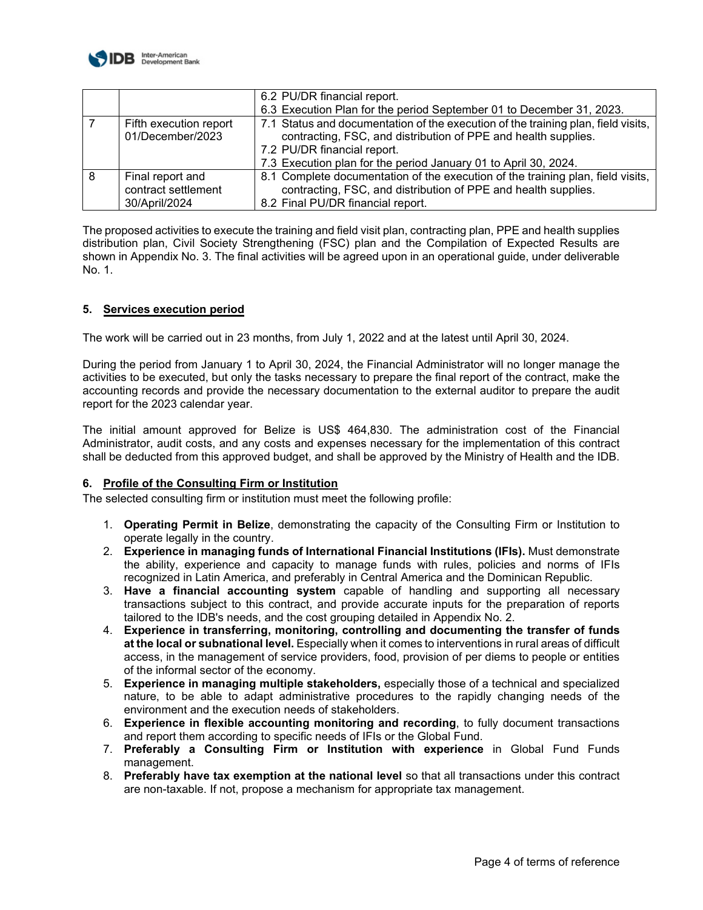|  |  | 6.2 PU/DR financial report.<br>6.3 Execution Plan for the period September 01 to December 31, 2023. |
|---|---|---|
| 7 | Fifth execution report 01/December/2023 | 7.1 Status and documentation of the execution of the training plan, field visits, contracting, FSC, and distribution of PPE and health supplies.<br>7.2 PU/DR financial report.<br>7.3 Execution plan for the period January 01 to April 30, 2024. |
| 8 | Final report and contract settlement 30/April/2024 | 8.1 Complete documentation of the execution of the training plan, field visits, contracting, FSC, and distribution of PPE and health supplies.<br>8.2 Final PU/DR financial report. |

The proposed activities to execute the training and field visit plan, contracting plan, PPE and health supplies distribution plan, Civil Society Strengthening (FSC) plan and the Compilation of Expected Results are shown in Appendix No. 3. The final activities will be agreed upon in an operational guide, under deliverable No. 1.

## 5. Services execution period

The work will be carried out in 23 months, from July 1, 2022 and at the latest until April 30, 2024.

During the period from January 1 to April 30, 2024, the Financial Administrator will no longer manage the activities to be executed, but only the tasks necessary to prepare the final report of the contract, make the accounting records and provide the necessary documentation to the external auditor to prepare the audit report for the 2023 calendar year.

The initial amount approved for Belize is US$ 464,830. The administration cost of the Financial Administrator, audit costs, and any costs and expenses necessary for the implementation of this contract shall be deducted from this approved budget, and shall be approved by the Ministry of Health and the IDB.

## 6. Profile of the Consulting Firm or Institution

The selected consulting firm or institution must meet the following profile:

1. **Operating Permit in Belize**, demonstrating the capacity of the Consulting Firm or Institution to operate legally in the country.
2. **Experience in managing funds of International Financial Institutions (IFIs).** Must demonstrate the ability, experience and capacity to manage funds with rules, policies and norms of IFIs recognized in Latin America, and preferably in Central America and the Dominican Republic.
3. **Have a financial accounting system** capable of handling and supporting all necessary transactions subject to this contract, and provide accurate inputs for the preparation of reports tailored to the IDB's needs, and the cost grouping detailed in Appendix No. 2.
4. **Experience in transferring, monitoring, controlling and documenting the transfer of funds at the local or subnational level.** Especially when it comes to interventions in rural areas of difficult access, in the management of service providers, food, provision of per diems to people or entities of the informal sector of the economy.
5. **Experience in managing multiple stakeholders,** especially those of a technical and specialized nature, to be able to adapt administrative procedures to the rapidly changing needs of the environment and the execution needs of stakeholders.
6. **Experience in flexible accounting monitoring and recording**, to fully document transactions and report them according to specific needs of IFIs or the Global Fund.
7. **Preferably a Consulting Firm or Institution with experience** in Global Fund Funds management.
8. **Preferably have tax exemption at the national level** so that all transactions under this contract are non-taxable. If not, propose a mechanism for appropriate tax management.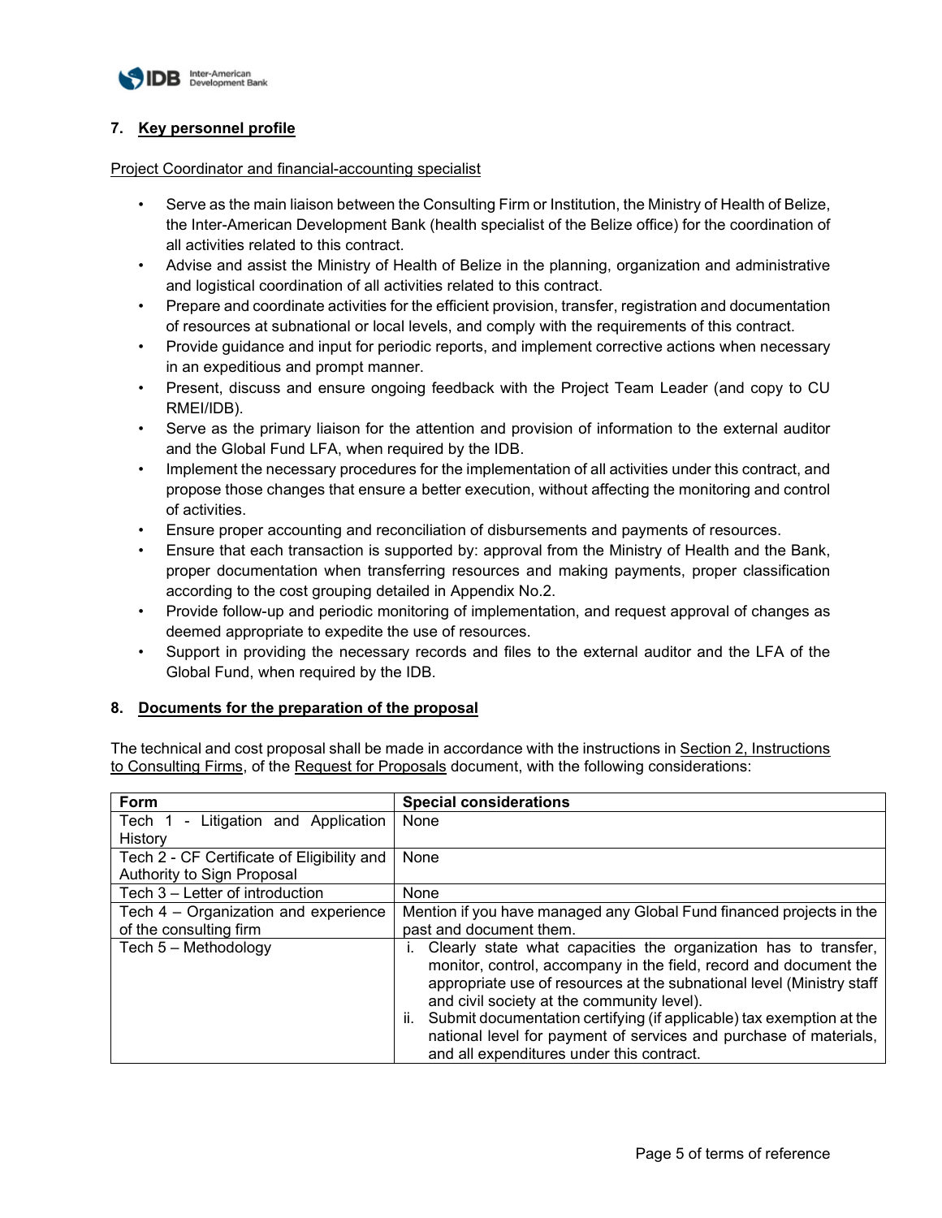## 7. Key personnel profile

Project Coordinator and financial-accounting specialist

- Serve as the main liaison between the Consulting Firm or Institution, the Ministry of Health of Belize, the Inter-American Development Bank (health specialist of the Belize office) for the coordination of all activities related to this contract.
- Advise and assist the Ministry of Health of Belize in the planning, organization and administrative and logistical coordination of all activities related to this contract.
- Prepare and coordinate activities for the efficient provision, transfer, registration and documentation of resources at subnational or local levels, and comply with the requirements of this contract.
- Provide guidance and input for periodic reports, and implement corrective actions when necessary in an expeditious and prompt manner.
- Present, discuss and ensure ongoing feedback with the Project Team Leader (and copy to CU RMEI/IDB).
- Serve as the primary liaison for the attention and provision of information to the external auditor and the Global Fund LFA, when required by the IDB.
- Implement the necessary procedures for the implementation of all activities under this contract, and propose those changes that ensure a better execution, without affecting the monitoring and control of activities.
- Ensure proper accounting and reconciliation of disbursements and payments of resources.
- Ensure that each transaction is supported by: approval from the Ministry of Health and the Bank, proper documentation when transferring resources and making payments, proper classification according to the cost grouping detailed in Appendix No.2.
- Provide follow-up and periodic monitoring of implementation, and request approval of changes as deemed appropriate to expedite the use of resources.
- Support in providing the necessary records and files to the external auditor and the LFA of the Global Fund, when required by the IDB.

## 8. Documents for the preparation of the proposal

The technical and cost proposal shall be made in accordance with the instructions in Section 2, Instructions to Consulting Firms, of the Request for Proposals document, with the following considerations:

| Form | Special considerations |
|---|---|
| Tech 1 - Litigation and Application History | None |
| Tech 2 - CF Certificate of Eligibility and Authority to Sign Proposal | None |
| Tech 3 – Letter of introduction | None |
| Tech 4 – Organization and experience of the consulting firm | Mention if you have managed any Global Fund financed projects in the past and document them. |
| Tech 5 – Methodology | i. Clearly state what capacities the organization has to transfer, monitor, control, accompany in the field, record and document the appropriate use of resources at the subnational level (Ministry staff and civil society at the community level).<br>ii. Submit documentation certifying (if applicable) tax exemption at the national level for payment of services and purchase of materials, and all expenditures under this contract. |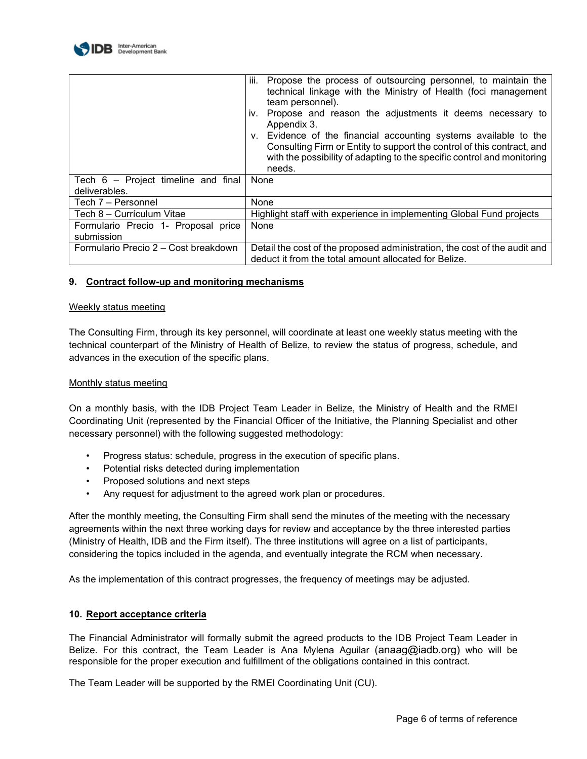| | |
|---|---|
| | iii. Propose the process of outsourcing personnel, to maintain the technical linkage with the Ministry of Health (foci management team personnel).<br>iv. Propose and reason the adjustments it deems necessary to Appendix 3.<br>v. Evidence of the financial accounting systems available to the Consulting Firm or Entity to support the control of this contract, and with the possibility of adapting to the specific control and monitoring needs. |
| Tech 6 – Project timeline and final deliverables. | None |
| Tech 7 – Personnel | None |
| Tech 8 – Currículum Vitae | Highlight staff with experience in implementing Global Fund projects |
| Formulario Precio 1- Proposal price submission | None |
| Formulario Precio 2 – Cost breakdown | Detail the cost of the proposed administration, the cost of the audit and deduct it from the total amount allocated for Belize. |

**9. Contract follow-up and monitoring mechanisms**

Weekly status meeting

The Consulting Firm, through its key personnel, will coordinate at least one weekly status meeting with the technical counterpart of the Ministry of Health of Belize, to review the status of progress, schedule, and advances in the execution of the specific plans.

Monthly status meeting

On a monthly basis, with the IDB Project Team Leader in Belize, the Ministry of Health and the RMEI Coordinating Unit (represented by the Financial Officer of the Initiative, the Planning Specialist and other necessary personnel) with the following suggested methodology:

- Progress status: schedule, progress in the execution of specific plans.
- Potential risks detected during implementation
- Proposed solutions and next steps
- Any request for adjustment to the agreed work plan or procedures.

After the monthly meeting, the Consulting Firm shall send the minutes of the meeting with the necessary agreements within the next three working days for review and acceptance by the three interested parties (Ministry of Health, IDB and the Firm itself). The three institutions will agree on a list of participants, considering the topics included in the agenda, and eventually integrate the RCM when necessary.

As the implementation of this contract progresses, the frequency of meetings may be adjusted.

**10. Report acceptance criteria**

The Financial Administrator will formally submit the agreed products to the IDB Project Team Leader in Belize. For this contract, the Team Leader is Ana Mylena Aguilar (anaag@iadb.org) who will be responsible for the proper execution and fulfillment of the obligations contained in this contract.

The Team Leader will be supported by the RMEI Coordinating Unit (CU).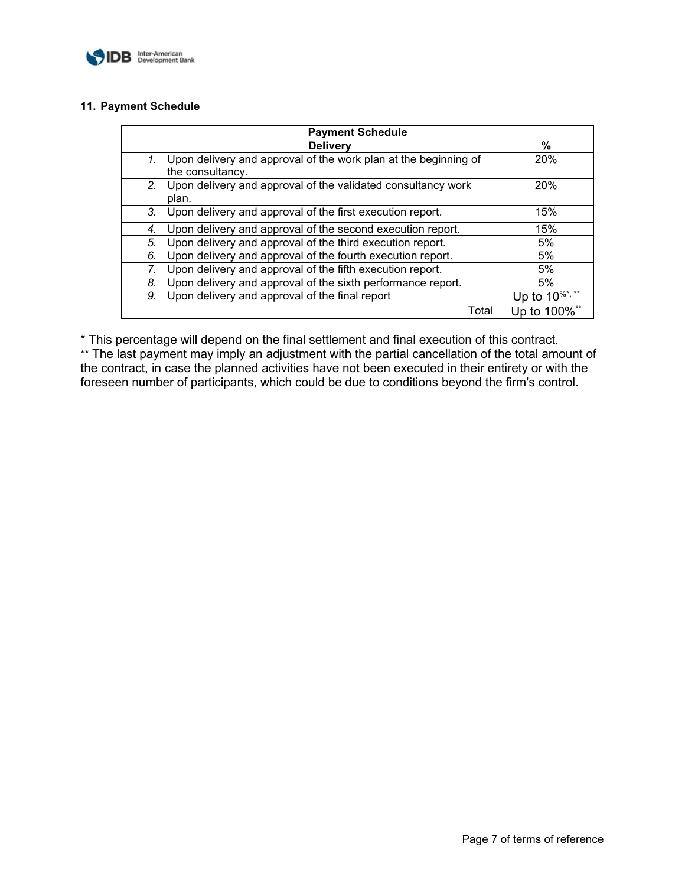## 11. Payment Schedule

| Payment Schedule | |
|---|---|
| **Delivery** | **%** |
| 1. Upon delivery and approval of the work plan at the beginning of the consultancy. | 20% |
| 2. Upon delivery and approval of the validated consultancy work plan. | 20% |
| 3. Upon delivery and approval of the first execution report. | 15% |
| 4. Upon delivery and approval of the second execution report. | 15% |
| 5. Upon delivery and approval of the third execution report. | 5% |
| 6. Upon delivery and approval of the fourth execution report. | 5% |
| 7. Upon delivery and approval of the fifth execution report. | 5% |
| 8. Upon delivery and approval of the sixth performance report. | 5% |
| 9. Upon delivery and approval of the final report | Up to 10%*, ** |
| Total | Up to 100%** |

* This percentage will depend on the final settlement and final execution of this contract.
** The last payment may imply an adjustment with the partial cancellation of the total amount of the contract, in case the planned activities have not been executed in their entirety or with the foreseen number of participants, which could be due to conditions beyond the firm's control.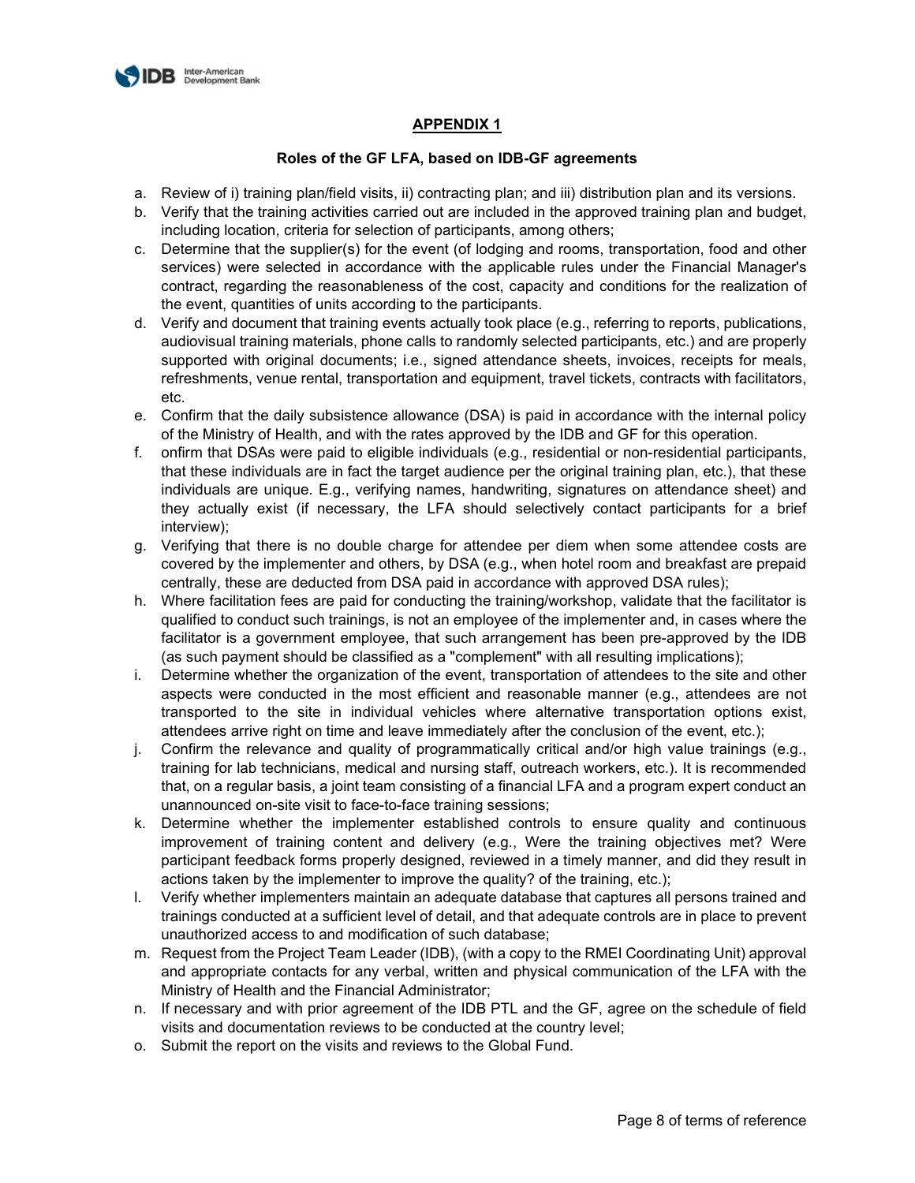## APPENDIX 1

**Roles of the GF LFA, based on IDB-GF agreements**

a. Review of i) training plan/field visits, ii) contracting plan; and iii) distribution plan and its versions.
b. Verify that the training activities carried out are included in the approved training plan and budget, including location, criteria for selection of participants, among others;
c. Determine that the supplier(s) for the event (of lodging and rooms, transportation, food and other services) were selected in accordance with the applicable rules under the Financial Manager's contract, regarding the reasonableness of the cost, capacity and conditions for the realization of the event, quantities of units according to the participants.
d. Verify and document that training events actually took place (e.g., referring to reports, publications, audiovisual training materials, phone calls to randomly selected participants, etc.) and are properly supported with original documents; i.e., signed attendance sheets, invoices, receipts for meals, refreshments, venue rental, transportation and equipment, travel tickets, contracts with facilitators, etc.
e. Confirm that the daily subsistence allowance (DSA) is paid in accordance with the internal policy of the Ministry of Health, and with the rates approved by the IDB and GF for this operation.
f. onfirm that DSAs were paid to eligible individuals (e.g., residential or non-residential participants, that these individuals are in fact the target audience per the original training plan, etc.), that these individuals are unique. E.g., verifying names, handwriting, signatures on attendance sheet) and they actually exist (if necessary, the LFA should selectively contact participants for a brief interview);
g. Verifying that there is no double charge for attendee per diem when some attendee costs are covered by the implementer and others, by DSA (e.g., when hotel room and breakfast are prepaid centrally, these are deducted from DSA paid in accordance with approved DSA rules);
h. Where facilitation fees are paid for conducting the training/workshop, validate that the facilitator is qualified to conduct such trainings, is not an employee of the implementer and, in cases where the facilitator is a government employee, that such arrangement has been pre-approved by the IDB (as such payment should be classified as a "complement" with all resulting implications);
i. Determine whether the organization of the event, transportation of attendees to the site and other aspects were conducted in the most efficient and reasonable manner (e.g., attendees are not transported to the site in individual vehicles where alternative transportation options exist, attendees arrive right on time and leave immediately after the conclusion of the event, etc.);
j. Confirm the relevance and quality of programmatically critical and/or high value trainings (e.g., training for lab technicians, medical and nursing staff, outreach workers, etc.). It is recommended that, on a regular basis, a joint team consisting of a financial LFA and a program expert conduct an unannounced on-site visit to face-to-face training sessions;
k. Determine whether the implementer established controls to ensure quality and continuous improvement of training content and delivery (e.g., Were the training objectives met? Were participant feedback forms properly designed, reviewed in a timely manner, and did they result in actions taken by the implementer to improve the quality? of the training, etc.);
l. Verify whether implementers maintain an adequate database that captures all persons trained and trainings conducted at a sufficient level of detail, and that adequate controls are in place to prevent unauthorized access to and modification of such database;
m. Request from the Project Team Leader (IDB), (with a copy to the RMEI Coordinating Unit) approval and appropriate contacts for any verbal, written and physical communication of the LFA with the Ministry of Health and the Financial Administrator;
n. If necessary and with prior agreement of the IDB PTL and the GF, agree on the schedule of field visits and documentation reviews to be conducted at the country level;
o. Submit the report on the visits and reviews to the Global Fund.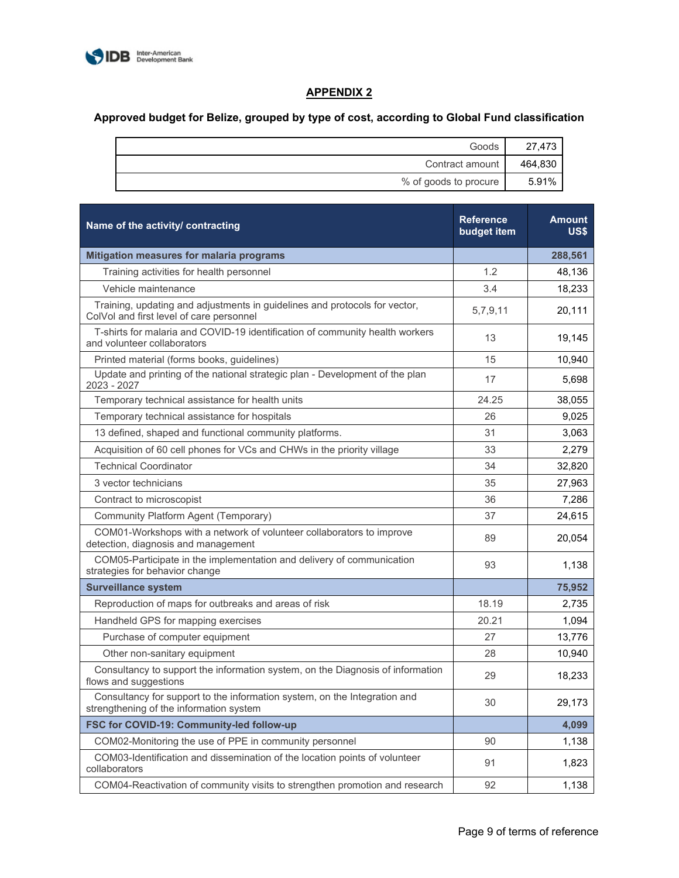## APPENDIX 2

### Approved budget for Belize, grouped by type of cost, according to Global Fund classification

| | |
|---|---|
| Goods | 27,473 |
| Contract amount | 464,830 |
| % of goods to procure | 5.91% |

| Name of the activity/ contracting | Reference budget item | Amount US$ |
|---|---|---|
| **Mitigation measures for malaria programs** | | **288,561** |
| Training activities for health personnel | 1.2 | 48,136 |
| Vehicle maintenance | 3.4 | 18,233 |
| Training, updating and adjustments in guidelines and protocols for vector, ColVol and first level of care personnel | 5,7,9,11 | 20,111 |
| T-shirts for malaria and COVID-19 identification of community health workers and volunteer collaborators | 13 | 19,145 |
| Printed material (forms books, guidelines) | 15 | 10,940 |
| Update and printing of the national strategic plan - Development of the plan 2023 - 2027 | 17 | 5,698 |
| Temporary technical assistance for health units | 24.25 | 38,055 |
| Temporary technical assistance for hospitals | 26 | 9,025 |
| 13 defined, shaped and functional community platforms. | 31 | 3,063 |
| Acquisition of 60 cell phones for VCs and CHWs in the priority village | 33 | 2,279 |
| Technical Coordinator | 34 | 32,820 |
| 3 vector technicians | 35 | 27,963 |
| Contract to microscopist | 36 | 7,286 |
| Community Platform Agent (Temporary) | 37 | 24,615 |
| COM01-Workshops with a network of volunteer collaborators to improve detection, diagnosis and management | 89 | 20,054 |
| COM05-Participate in the implementation and delivery of communication strategies for behavior change | 93 | 1,138 |
| **Surveillance system** | | **75,952** |
| Reproduction of maps for outbreaks and areas of risk | 18.19 | 2,735 |
| Handheld GPS for mapping exercises | 20.21 | 1,094 |
| Purchase of computer equipment | 27 | 13,776 |
| Other non-sanitary equipment | 28 | 10,940 |
| Consultancy to support the information system, on the Diagnosis of information flows and suggestions | 29 | 18,233 |
| Consultancy for support to the information system, on the Integration and strengthening of the information system | 30 | 29,173 |
| **FSC for COVID-19: Community-led follow-up** | | **4,099** |
| COM02-Monitoring the use of PPE in community personnel | 90 | 1,138 |
| COM03-Identification and dissemination of the location points of volunteer collaborators | 91 | 1,823 |
| COM04-Reactivation of community visits to strengthen promotion and research | 92 | 1,138 |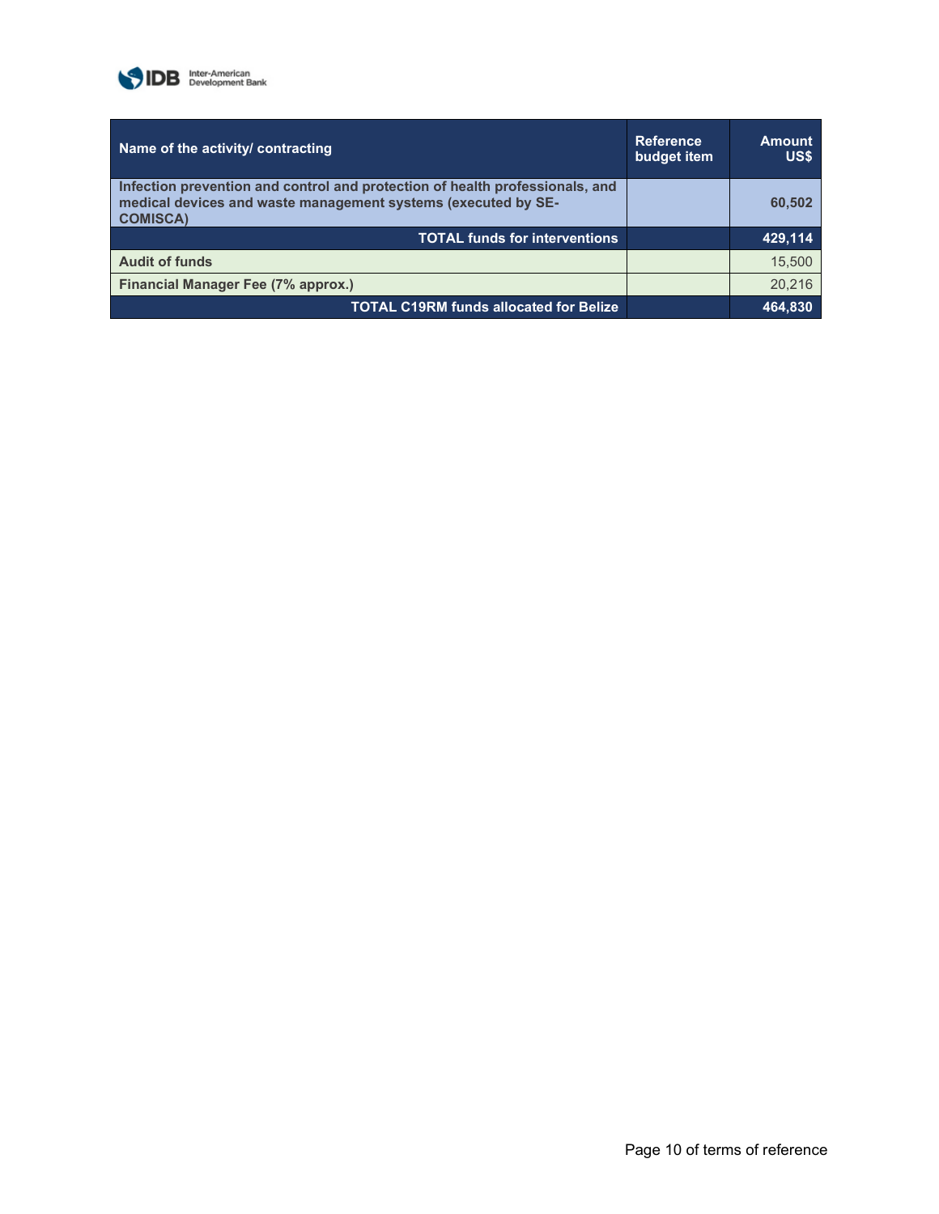| Name of the activity/ contracting | Reference budget item | Amount US$ |
|---|---|---|
| **Infection prevention and control and protection of health professionals, and medical devices and waste management systems (executed by SE-COMISCA)** | | **60,502** |
| **TOTAL funds for interventions** | | **429,114** |
| **Audit of funds** | | 15,500 |
| **Financial Manager Fee (7% approx.)** | | 20,216 |
| **TOTAL C19RM funds allocated for Belize** | | **464,830** |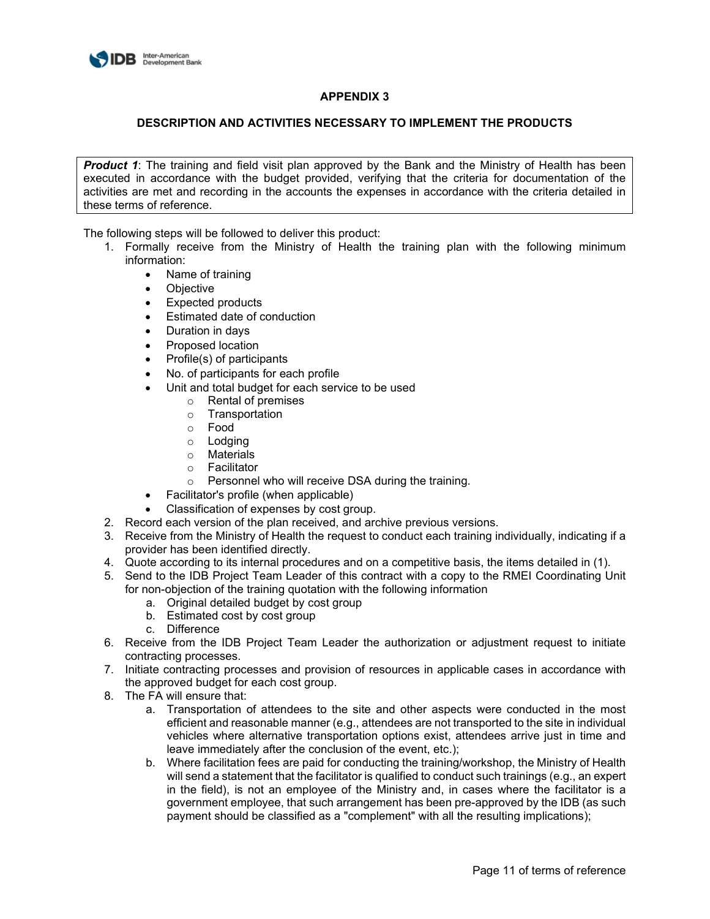## APPENDIX 3

### DESCRIPTION AND ACTIVITIES NECESSARY TO IMPLEMENT THE PRODUCTS

***Product 1***: The training and field visit plan approved by the Bank and the Ministry of Health has been executed in accordance with the budget provided, verifying that the criteria for documentation of the activities are met and recording in the accounts the expenses in accordance with the criteria detailed in these terms of reference.

The following steps will be followed to deliver this product:

1. Formally receive from the Ministry of Health the training plan with the following minimum information:
   - Name of training
   - Objective
   - Expected products
   - Estimated date of conduction
   - Duration in days
   - Proposed location
   - Profile(s) of participants
   - No. of participants for each profile
   - Unit and total budget for each service to be used
     - Rental of premises
     - Transportation
     - Food
     - Lodging
     - Materials
     - Facilitator
     - Personnel who will receive DSA during the training.
   - Facilitator's profile (when applicable)
   - Classification of expenses by cost group.
2. Record each version of the plan received, and archive previous versions.
3. Receive from the Ministry of Health the request to conduct each training individually, indicating if a provider has been identified directly.
4. Quote according to its internal procedures and on a competitive basis, the items detailed in (1).
5. Send to the IDB Project Team Leader of this contract with a copy to the RMEI Coordinating Unit for non-objection of the training quotation with the following information
   a. Original detailed budget by cost group
   b. Estimated cost by cost group
   c. Difference
6. Receive from the IDB Project Team Leader the authorization or adjustment request to initiate contracting processes.
7. Initiate contracting processes and provision of resources in applicable cases in accordance with the approved budget for each cost group.
8. The FA will ensure that:
   a. Transportation of attendees to the site and other aspects were conducted in the most efficient and reasonable manner (e.g., attendees are not transported to the site in individual vehicles where alternative transportation options exist, attendees arrive just in time and leave immediately after the conclusion of the event, etc.);
   b. Where facilitation fees are paid for conducting the training/workshop, the Ministry of Health will send a statement that the facilitator is qualified to conduct such trainings (e.g., an expert in the field), is not an employee of the Ministry and, in cases where the facilitator is a government employee, that such arrangement has been pre-approved by the IDB (as such payment should be classified as a "complement" with all the resulting implications);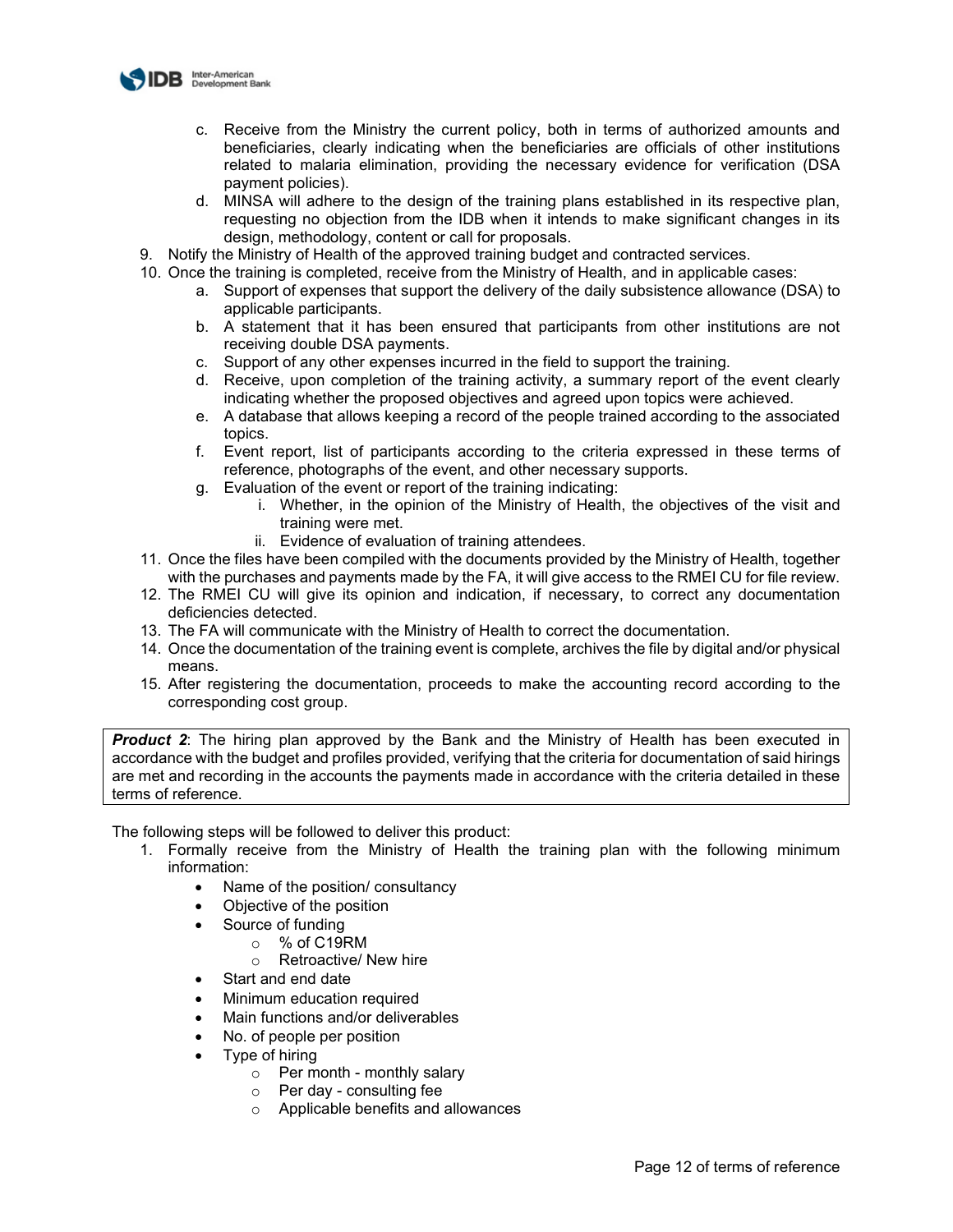c. Receive from the Ministry the current policy, both in terms of authorized amounts and beneficiaries, clearly indicating when the beneficiaries are officials of other institutions related to malaria elimination, providing the necessary evidence for verification (DSA payment policies).
   d. MINSA will adhere to the design of the training plans established in its respective plan, requesting no objection from the IDB when it intends to make significant changes in its design, methodology, content or call for proposals.

9. Notify the Ministry of Health of the approved training budget and contracted services.
10. Once the training is completed, receive from the Ministry of Health, and in applicable cases:
    a. Support of expenses that support the delivery of the daily subsistence allowance (DSA) to applicable participants.
    b. A statement that it has been ensured that participants from other institutions are not receiving double DSA payments.
    c. Support of any other expenses incurred in the field to support the training.
    d. Receive, upon completion of the training activity, a summary report of the event clearly indicating whether the proposed objectives and agreed upon topics were achieved.
    e. A database that allows keeping a record of the people trained according to the associated topics.
    f. Event report, list of participants according to the criteria expressed in these terms of reference, photographs of the event, and other necessary supports.
    g. Evaluation of the event or report of the training indicating:
       i. Whether, in the opinion of the Ministry of Health, the objectives of the visit and training were met.
       ii. Evidence of evaluation of training attendees.
11. Once the files have been compiled with the documents provided by the Ministry of Health, together with the purchases and payments made by the FA, it will give access to the RMEI CU for file review.
12. The RMEI CU will give its opinion and indication, if necessary, to correct any documentation deficiencies detected.
13. The FA will communicate with the Ministry of Health to correct the documentation.
14. Once the documentation of the training event is complete, archives the file by digital and/or physical means.
15. After registering the documentation, proceeds to make the accounting record according to the corresponding cost group.

> ***Product 2***: The hiring plan approved by the Bank and the Ministry of Health has been executed in accordance with the budget and profiles provided, verifying that the criteria for documentation of said hirings are met and recording in the accounts the payments made in accordance with the criteria detailed in these terms of reference.

The following steps will be followed to deliver this product:

1. Formally receive from the Ministry of Health the training plan with the following minimum information:
   - Name of the position/ consultancy
   - Objective of the position
   - Source of funding
     - % of C19RM
     - Retroactive/ New hire
   - Start and end date
   - Minimum education required
   - Main functions and/or deliverables
   - No. of people per position
   - Type of hiring
     - Per month - monthly salary
     - Per day - consulting fee
     - Applicable benefits and allowances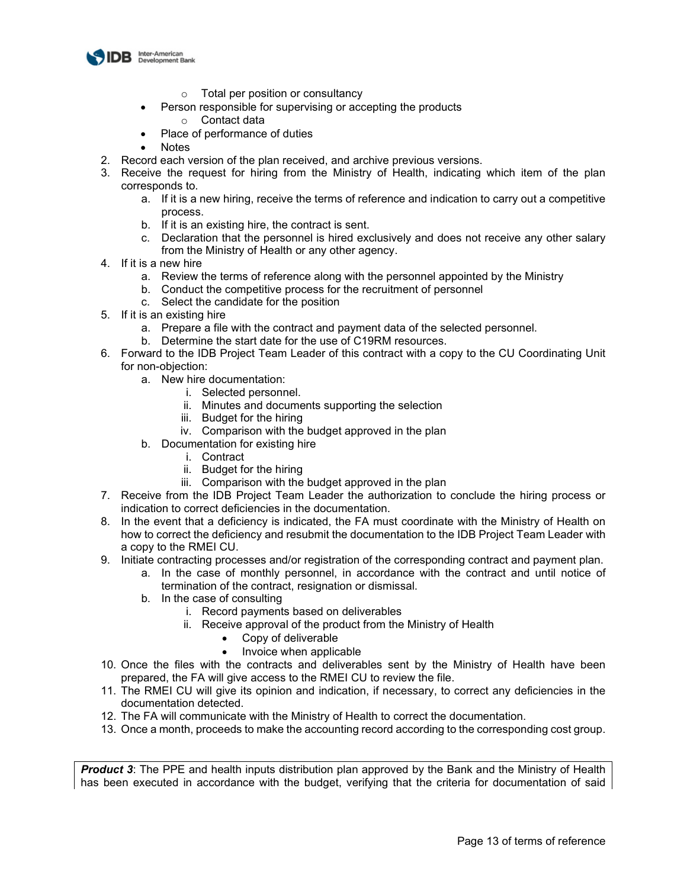- Total per position or consultancy
- Person responsible for supervising or accepting the products
    - Contact data
- Place of performance of duties
- Notes

2. Record each version of the plan received, and archive previous versions.
3. Receive the request for hiring from the Ministry of Health, indicating which item of the plan corresponds to.
    a. If it is a new hiring, receive the terms of reference and indication to carry out a competitive process.
    b. If it is an existing hire, the contract is sent.
    c. Declaration that the personnel is hired exclusively and does not receive any other salary from the Ministry of Health or any other agency.
4. If it is a new hire
    a. Review the terms of reference along with the personnel appointed by the Ministry
    b. Conduct the competitive process for the recruitment of personnel
    c. Select the candidate for the position
5. If it is an existing hire
    a. Prepare a file with the contract and payment data of the selected personnel.
    b. Determine the start date for the use of C19RM resources.
6. Forward to the IDB Project Team Leader of this contract with a copy to the CU Coordinating Unit for non-objection:
    a. New hire documentation:
        i. Selected personnel.
        ii. Minutes and documents supporting the selection
        iii. Budget for the hiring
        iv. Comparison with the budget approved in the plan
    b. Documentation for existing hire
        i. Contract
        ii. Budget for the hiring
        iii. Comparison with the budget approved in the plan
7. Receive from the IDB Project Team Leader the authorization to conclude the hiring process or indication to correct deficiencies in the documentation.
8. In the event that a deficiency is indicated, the FA must coordinate with the Ministry of Health on how to correct the deficiency and resubmit the documentation to the IDB Project Team Leader with a copy to the RMEI CU.
9. Initiate contracting processes and/or registration of the corresponding contract and payment plan.
    a. In the case of monthly personnel, in accordance with the contract and until notice of termination of the contract, resignation or dismissal.
    b. In the case of consulting
        i. Record payments based on deliverables
        ii. Receive approval of the product from the Ministry of Health
            - Copy of deliverable
            - Invoice when applicable
10. Once the files with the contracts and deliverables sent by the Ministry of Health have been prepared, the FA will give access to the RMEI CU to review the file.
11. The RMEI CU will give its opinion and indication, if necessary, to correct any deficiencies in the documentation detected.
12. The FA will communicate with the Ministry of Health to correct the documentation.
13. Once a month, proceeds to make the accounting record according to the corresponding cost group.

***Product 3***: The PPE and health inputs distribution plan approved by the Bank and the Ministry of Health has been executed in accordance with the budget, verifying that the criteria for documentation of said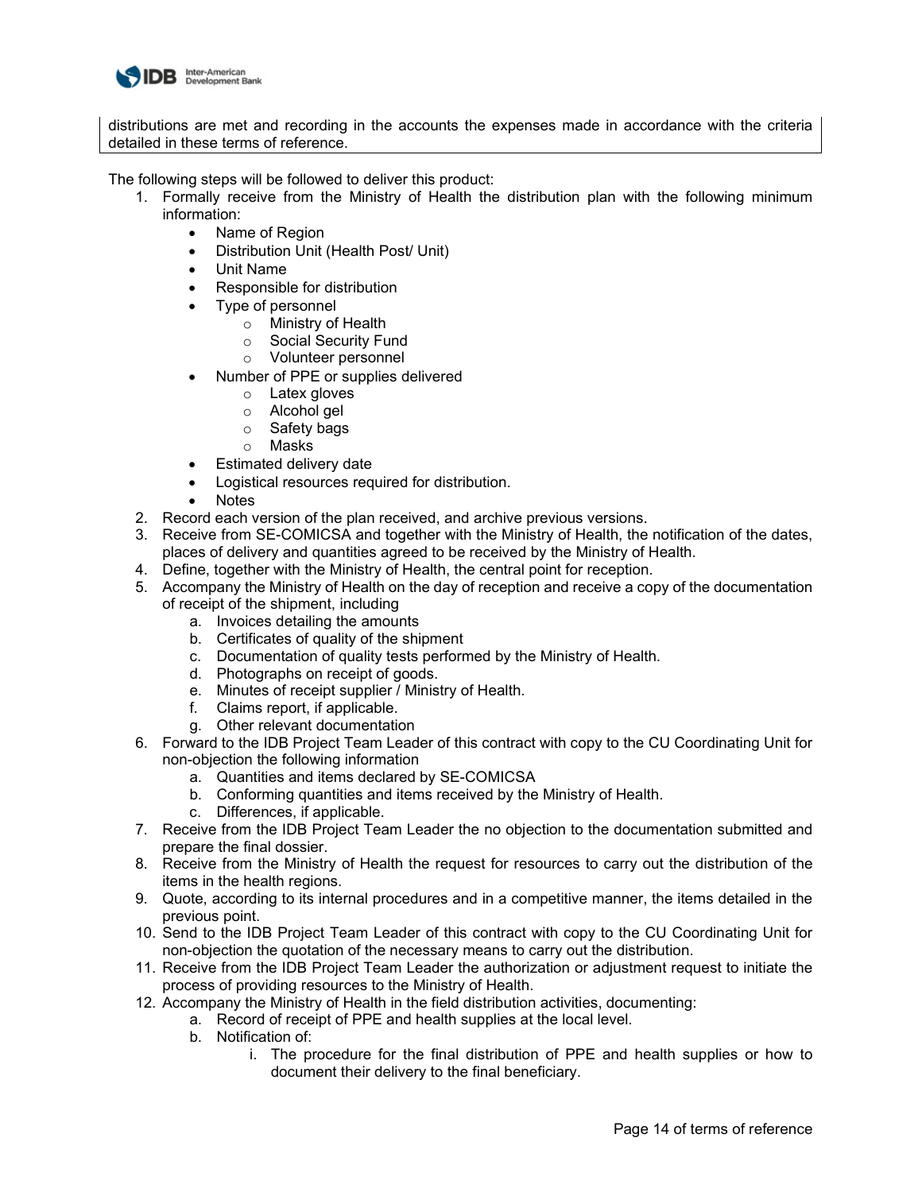distributions are met and recording in the accounts the expenses made in accordance with the criteria detailed in these terms of reference.

The following steps will be followed to deliver this product:

1. Formally receive from the Ministry of Health the distribution plan with the following minimum information:
   - Name of Region
   - Distribution Unit (Health Post/ Unit)
   - Unit Name
   - Responsible for distribution
   - Type of personnel
     - Ministry of Health
     - Social Security Fund
     - Volunteer personnel
   - Number of PPE or supplies delivered
     - Latex gloves
     - Alcohol gel
     - Safety bags
     - Masks
   - Estimated delivery date
   - Logistical resources required for distribution.
   - Notes
2. Record each version of the plan received, and archive previous versions.
3. Receive from SE-COMICSA and together with the Ministry of Health, the notification of the dates, places of delivery and quantities agreed to be received by the Ministry of Health.
4. Define, together with the Ministry of Health, the central point for reception.
5. Accompany the Ministry of Health on the day of reception and receive a copy of the documentation of receipt of the shipment, including
   a. Invoices detailing the amounts
   b. Certificates of quality of the shipment
   c. Documentation of quality tests performed by the Ministry of Health.
   d. Photographs on receipt of goods.
   e. Minutes of receipt supplier / Ministry of Health.
   f. Claims report, if applicable.
   g. Other relevant documentation
6. Forward to the IDB Project Team Leader of this contract with copy to the CU Coordinating Unit for non-objection the following information
   a. Quantities and items declared by SE-COMICSA
   b. Conforming quantities and items received by the Ministry of Health.
   c. Differences, if applicable.
7. Receive from the IDB Project Team Leader the no objection to the documentation submitted and prepare the final dossier.
8. Receive from the Ministry of Health the request for resources to carry out the distribution of the items in the health regions.
9. Quote, according to its internal procedures and in a competitive manner, the items detailed in the previous point.
10. Send to the IDB Project Team Leader of this contract with copy to the CU Coordinating Unit for non-objection the quotation of the necessary means to carry out the distribution.
11. Receive from the IDB Project Team Leader the authorization or adjustment request to initiate the process of providing resources to the Ministry of Health.
12. Accompany the Ministry of Health in the field distribution activities, documenting:
    a. Record of receipt of PPE and health supplies at the local level.
    b. Notification of:
       i. The procedure for the final distribution of PPE and health supplies or how to document their delivery to the final beneficiary.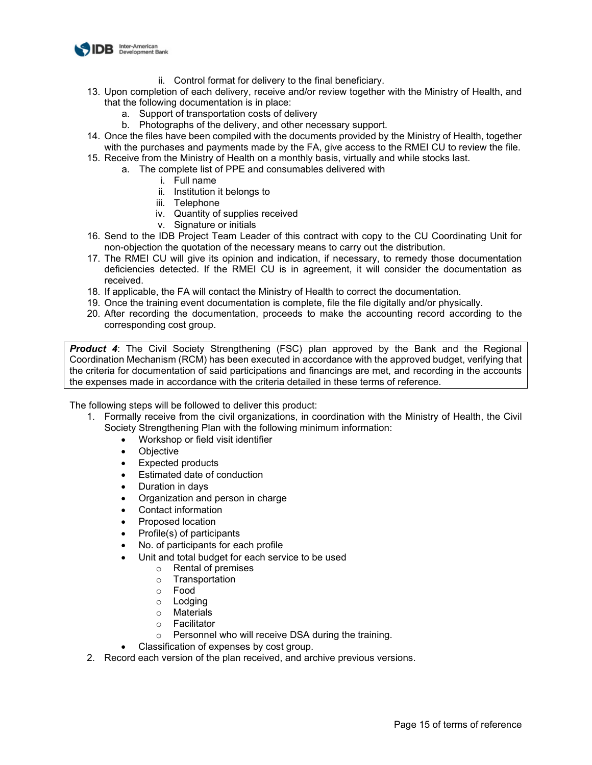ii. Control format for delivery to the final beneficiary.

13. Upon completion of each delivery, receive and/or review together with the Ministry of Health, and that the following documentation is in place:
    a. Support of transportation costs of delivery
    b. Photographs of the delivery, and other necessary support.
14. Once the files have been compiled with the documents provided by the Ministry of Health, together with the purchases and payments made by the FA, give access to the RMEI CU to review the file.
15. Receive from the Ministry of Health on a monthly basis, virtually and while stocks last.
    a. The complete list of PPE and consumables delivered with
        i. Full name
        ii. Institution it belongs to
        iii. Telephone
        iv. Quantity of supplies received
        v. Signature or initials
16. Send to the IDB Project Team Leader of this contract with copy to the CU Coordinating Unit for non-objection the quotation of the necessary means to carry out the distribution.
17. The RMEI CU will give its opinion and indication, if necessary, to remedy those documentation deficiencies detected. If the RMEI CU is in agreement, it will consider the documentation as received.
18. If applicable, the FA will contact the Ministry of Health to correct the documentation.
19. Once the training event documentation is complete, file the file digitally and/or physically.
20. After recording the documentation, proceeds to make the accounting record according to the corresponding cost group.

> ***Product 4***: The Civil Society Strengthening (FSC) plan approved by the Bank and the Regional Coordination Mechanism (RCM) has been executed in accordance with the approved budget, verifying that the criteria for documentation of said participations and financings are met, and recording in the accounts the expenses made in accordance with the criteria detailed in these terms of reference.

The following steps will be followed to deliver this product:

1. Formally receive from the civil organizations, in coordination with the Ministry of Health, the Civil Society Strengthening Plan with the following minimum information:
    - Workshop or field visit identifier
    - Objective
    - Expected products
    - Estimated date of conduction
    - Duration in days
    - Organization and person in charge
    - Contact information
    - Proposed location
    - Profile(s) of participants
    - No. of participants for each profile
    - Unit and total budget for each service to be used
        - Rental of premises
        - Transportation
        - Food
        - Lodging
        - Materials
        - Facilitator
        - Personnel who will receive DSA during the training.
    - Classification of expenses by cost group.
2. Record each version of the plan received, and archive previous versions.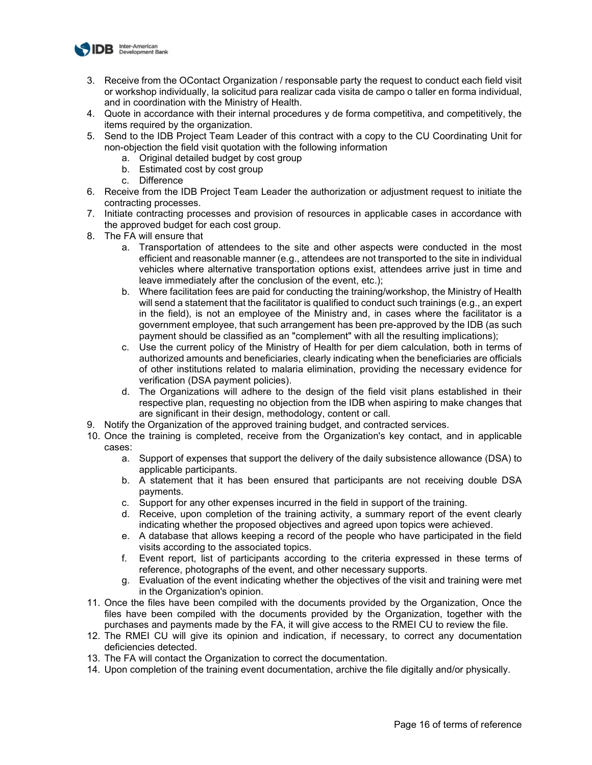3. Receive from the OContact Organization / responsable party the request to conduct each field visit or workshop individually, la solicitud para realizar cada visita de campo o taller en forma individual, and in coordination with the Ministry of Health.
4. Quote in accordance with their internal procedures y de forma competitiva, and competitively, the items required by the organization.
5. Send to the IDB Project Team Leader of this contract with a copy to the CU Coordinating Unit for non-objection the field visit quotation with the following information
   a. Original detailed budget by cost group
   b. Estimated cost by cost group
   c. Difference
6. Receive from the IDB Project Team Leader the authorization or adjustment request to initiate the contracting processes.
7. Initiate contracting processes and provision of resources in applicable cases in accordance with the approved budget for each cost group.
8. The FA will ensure that
   a. Transportation of attendees to the site and other aspects were conducted in the most efficient and reasonable manner (e.g., attendees are not transported to the site in individual vehicles where alternative transportation options exist, attendees arrive just in time and leave immediately after the conclusion of the event, etc.);
   b. Where facilitation fees are paid for conducting the training/workshop, the Ministry of Health will send a statement that the facilitator is qualified to conduct such trainings (e.g., an expert in the field), is not an employee of the Ministry and, in cases where the facilitator is a government employee, that such arrangement has been pre-approved by the IDB (as such payment should be classified as an "complement" with all the resulting implications);
   c. Use the current policy of the Ministry of Health for per diem calculation, both in terms of authorized amounts and beneficiaries, clearly indicating when the beneficiaries are officials of other institutions related to malaria elimination, providing the necessary evidence for verification (DSA payment policies).
   d. The Organizations will adhere to the design of the field visit plans established in their respective plan, requesting no objection from the IDB when aspiring to make changes that are significant in their design, methodology, content or call.
9. Notify the Organization of the approved training budget, and contracted services.
10. Once the training is completed, receive from the Organization's key contact, and in applicable cases:
    a. Support of expenses that support the delivery of the daily subsistence allowance (DSA) to applicable participants.
    b. A statement that it has been ensured that participants are not receiving double DSA payments.
    c. Support for any other expenses incurred in the field in support of the training.
    d. Receive, upon completion of the training activity, a summary report of the event clearly indicating whether the proposed objectives and agreed upon topics were achieved.
    e. A database that allows keeping a record of the people who have participated in the field visits according to the associated topics.
    f. Event report, list of participants according to the criteria expressed in these terms of reference, photographs of the event, and other necessary supports.
    g. Evaluation of the event indicating whether the objectives of the visit and training were met in the Organization's opinion.
11. Once the files have been compiled with the documents provided by the Organization, Once the files have been compiled with the documents provided by the Organization, together with the purchases and payments made by the FA, it will give access to the RMEI CU to review the file.
12. The RMEI CU will give its opinion and indication, if necessary, to correct any documentation deficiencies detected.
13. The FA will contact the Organization to correct the documentation.
14. Upon completion of the training event documentation, archive the file digitally and/or physically.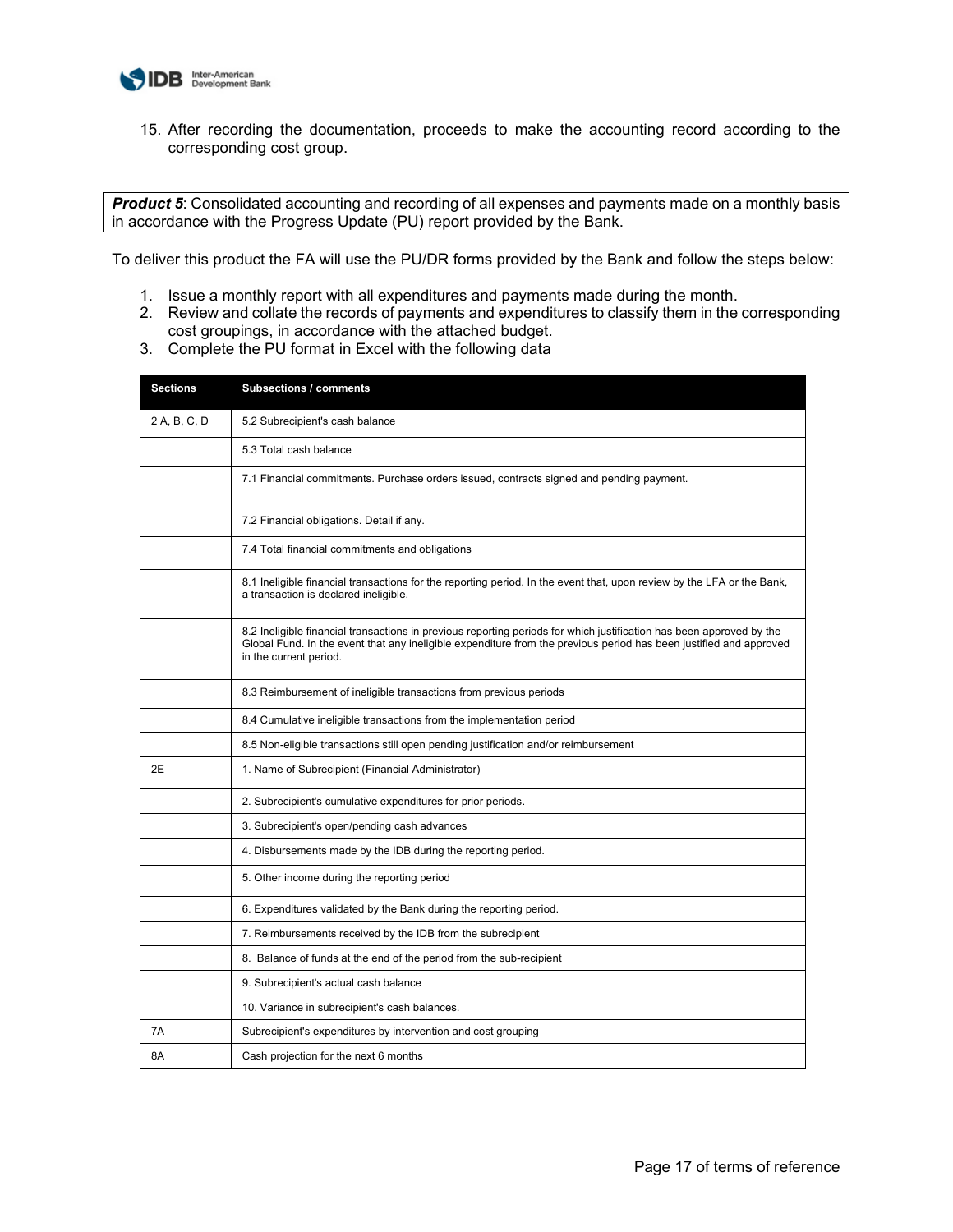15. After recording the documentation, proceeds to make the accounting record according to the corresponding cost group.

***Product 5***: Consolidated accounting and recording of all expenses and payments made on a monthly basis in accordance with the Progress Update (PU) report provided by the Bank.

To deliver this product the FA will use the PU/DR forms provided by the Bank and follow the steps below:

1. Issue a monthly report with all expenditures and payments made during the month.
2. Review and collate the records of payments and expenditures to classify them in the corresponding cost groupings, in accordance with the attached budget.
3. Complete the PU format in Excel with the following data

| Sections | Subsections / comments |
|---|---|
| 2 A, B, C, D | 5.2 Subrecipient's cash balance |
| | 5.3 Total cash balance |
| | 7.1 Financial commitments. Purchase orders issued, contracts signed and pending payment. |
| | 7.2 Financial obligations. Detail if any. |
| | 7.4 Total financial commitments and obligations |
| | 8.1 Ineligible financial transactions for the reporting period. In the event that, upon review by the LFA or the Bank, a transaction is declared ineligible. |
| | 8.2 Ineligible financial transactions in previous reporting periods for which justification has been approved by the Global Fund. In the event that any ineligible expenditure from the previous period has been justified and approved in the current period. |
| | 8.3 Reimbursement of ineligible transactions from previous periods |
| | 8.4 Cumulative ineligible transactions from the implementation period |
| | 8.5 Non-eligible transactions still open pending justification and/or reimbursement |
| 2E | 1. Name of Subrecipient (Financial Administrator) |
| | 2. Subrecipient's cumulative expenditures for prior periods. |
| | 3. Subrecipient's open/pending cash advances |
| | 4. Disbursements made by the IDB during the reporting period. |
| | 5. Other income during the reporting period |
| | 6. Expenditures validated by the Bank during the reporting period. |
| | 7. Reimbursements received by the IDB from the subrecipient |
| | 8. Balance of funds at the end of the period from the sub-recipient |
| | 9. Subrecipient's actual cash balance |
| | 10. Variance in subrecipient's cash balances. |
| 7A | Subrecipient's expenditures by intervention and cost grouping |
| 8A | Cash projection for the next 6 months |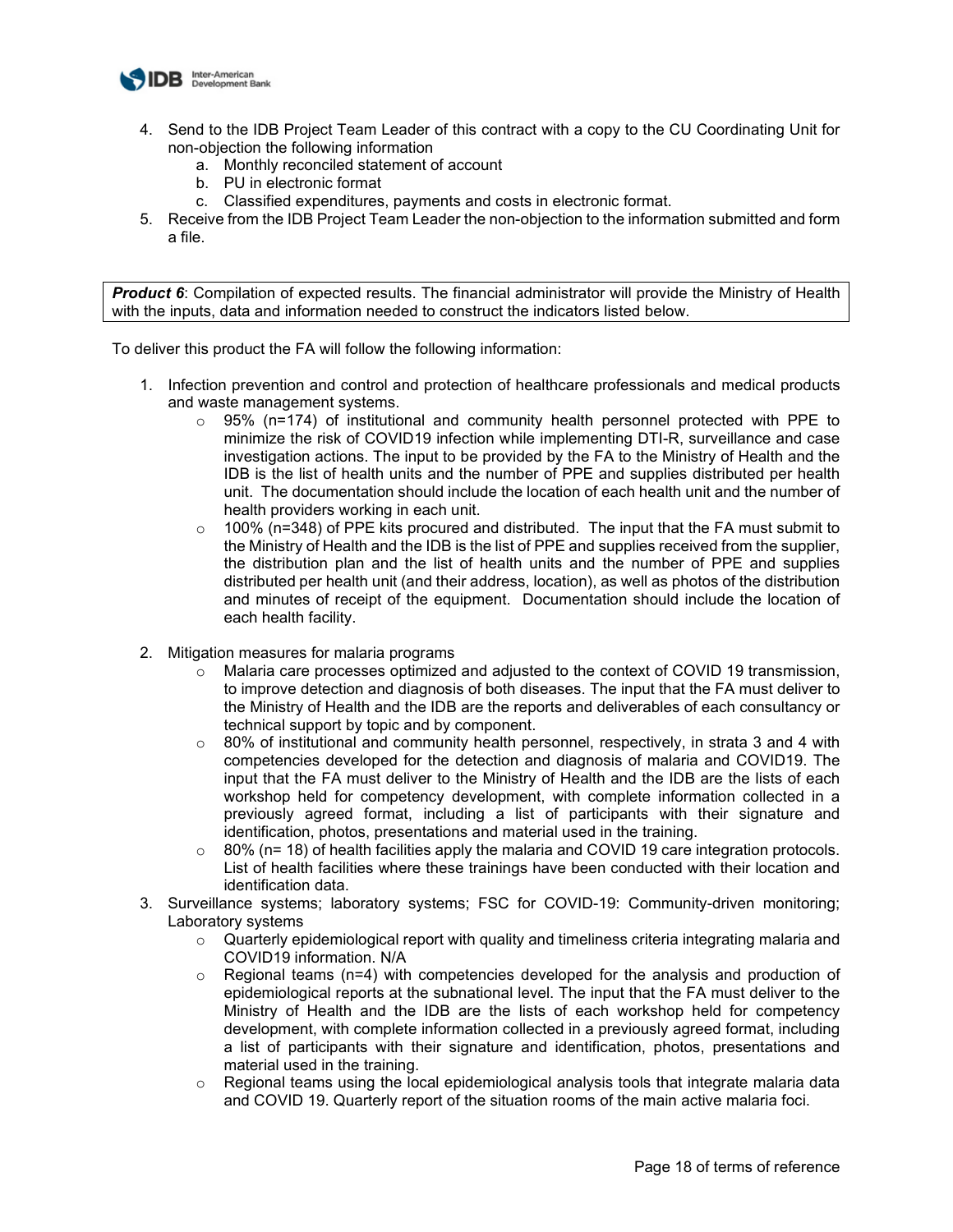4. Send to the IDB Project Team Leader of this contract with a copy to the CU Coordinating Unit for non-objection the following information
   a. Monthly reconciled statement of account
   b. PU in electronic format
   c. Classified expenditures, payments and costs in electronic format.
5. Receive from the IDB Project Team Leader the non-objection to the information submitted and form a file.

***Product 6***: Compilation of expected results. The financial administrator will provide the Ministry of Health with the inputs, data and information needed to construct the indicators listed below.

To deliver this product the FA will follow the following information:

1. Infection prevention and control and protection of healthcare professionals and medical products and waste management systems.
   - 95% (n=174) of institutional and community health personnel protected with PPE to minimize the risk of COVID19 infection while implementing DTI-R, surveillance and case investigation actions. The input to be provided by the FA to the Ministry of Health and the IDB is the list of health units and the number of PPE and supplies distributed per health unit. The documentation should include the location of each health unit and the number of health providers working in each unit.
   - 100% (n=348) of PPE kits procured and distributed. The input that the FA must submit to the Ministry of Health and the IDB is the list of PPE and supplies received from the supplier, the distribution plan and the list of health units and the number of PPE and supplies distributed per health unit (and their address, location), as well as photos of the distribution and minutes of receipt of the equipment. Documentation should include the location of each health facility.

2. Mitigation measures for malaria programs
   - Malaria care processes optimized and adjusted to the context of COVID 19 transmission, to improve detection and diagnosis of both diseases. The input that the FA must deliver to the Ministry of Health and the IDB are the reports and deliverables of each consultancy or technical support by topic and by component.
   - 80% of institutional and community health personnel, respectively, in strata 3 and 4 with competencies developed for the detection and diagnosis of malaria and COVID19. The input that the FA must deliver to the Ministry of Health and the IDB are the lists of each workshop held for competency development, with complete information collected in a previously agreed format, including a list of participants with their signature and identification, photos, presentations and material used in the training.
   - 80% (n= 18) of health facilities apply the malaria and COVID 19 care integration protocols. List of health facilities where these trainings have been conducted with their location and identification data.
3. Surveillance systems; laboratory systems; FSC for COVID-19: Community-driven monitoring; Laboratory systems
   - Quarterly epidemiological report with quality and timeliness criteria integrating malaria and COVID19 information. N/A
   - Regional teams (n=4) with competencies developed for the analysis and production of epidemiological reports at the subnational level. The input that the FA must deliver to the Ministry of Health and the IDB are the lists of each workshop held for competency development, with complete information collected in a previously agreed format, including a list of participants with their signature and identification, photos, presentations and material used in the training.
   - Regional teams using the local epidemiological analysis tools that integrate malaria data and COVID 19. Quarterly report of the situation rooms of the main active malaria foci.